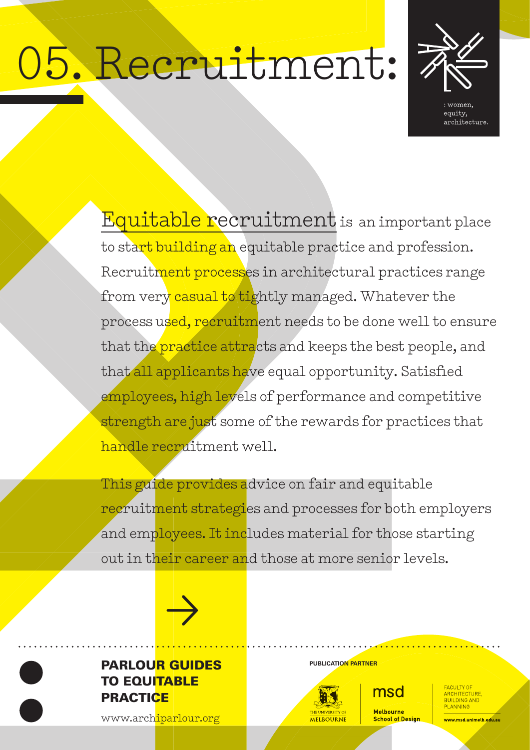# 05. Recruitment:

: women, equity, architecture.

Equitable recruitment is an important place to start building an equitable practice and profession. Recruitment processes in architectural practices range from very casual to tightly managed. Whatever the process used, recruitment needs to be done well to ensure that the practice attracts and keeps the best people, and that all applicants have equal opportunity. Satisfied employees, high levels of performance and competitive strength are just some of the rewards for practices that handle recruitment well.

This guide provides advice on fair and equitable recruitment strategies and processes for both employers and employees. It includes material for those starting out in their career and those at more senior levels.

→

**PARLOUR GUIDES TO EQUITABLE PRACTICE**

www.archiparlour.org

**PUBLICATION PARTNER**

The University of Melbourne

msd Melbourne School of Design

Faculty of Architecture, Building and Planning

www.msd.unimelb.edu.au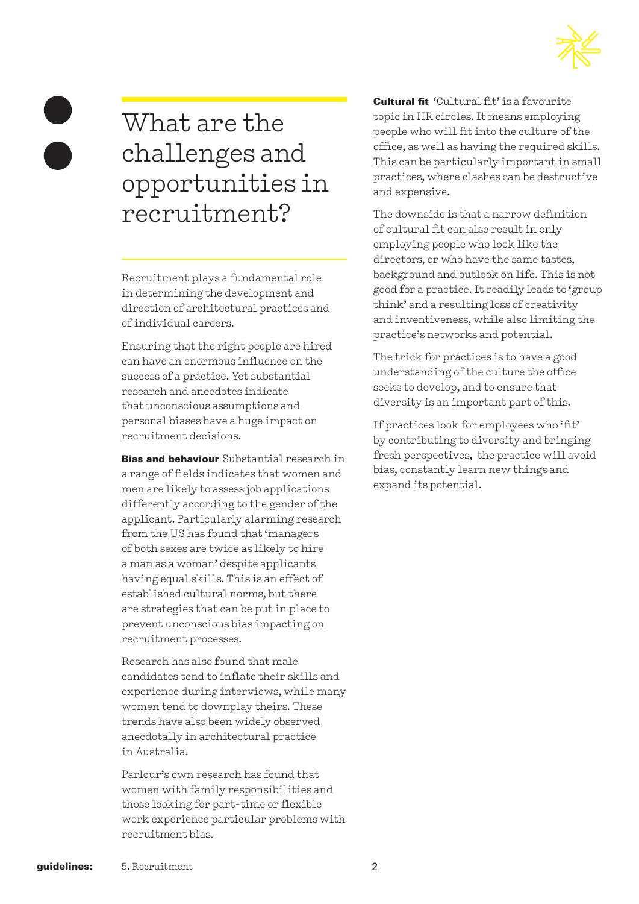# What are the challenges and opportunities in recruitment?

Recruitment plays a fundamental role in determining the development and direction of architectural practices and of individual careers.

Ensuring that the right people are hired can have an enormous influence on the success of a practice. Yet substantial research and anecdotes indicate that unconscious assumptions and personal biases have a huge impact on recruitment decisions.

**Bias and behaviour** Substantial research in a range of fields indicates that women and men are likely to assess job applications differently according to the gender of the applicant. Particularly alarming research from the US has found that 'managers of both sexes are twice as likely to hire a man as a woman' despite applicants having equal skills. This is an effect of established cultural norms, but there are strategies that can be put in place to prevent unconscious bias impacting on recruitment processes.

Research has also found that male candidates tend to inflate their skills and experience during interviews, while many women tend to downplay theirs. These trends have also been widely observed anecdotally in architectural practice in Australia.

Parlour's own research has found that women with family responsibilities and those looking for part-time or flexible work experience particular problems with recruitment bias.

**Cultural fit** 'Cultural fit' is a favourite topic in HR circles. It means employing people who will fit into the culture of the office, as well as having the required skills. This can be particularly important in small practices, where clashes can be destructive and expensive.

The downside is that a narrow definition of cultural fit can also result in only employing people who look like the directors, or who have the same tastes, background and outlook on life. This is not good for a practice. It readily leads to 'group think' and a resulting loss of creativity and inventiveness, while also limiting the practice's networks and potential.

The trick for practices is to have a good understanding of the culture the office seeks to develop, and to ensure that diversity is an important part of this.

If practices look for employees who 'fit' by contributing to diversity and bringing fresh perspectives, the practice will avoid bias, constantly learn new things and expand its potential.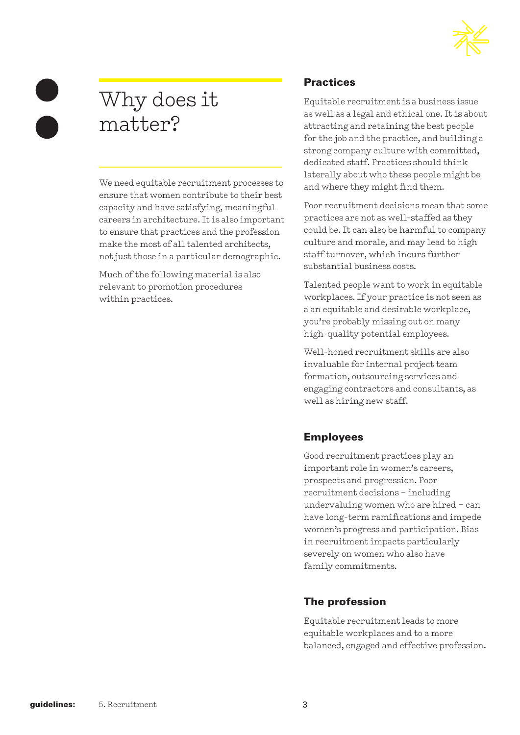# Why does it matter?

We need equitable recruitment processes to ensure that women contribute to their best capacity and have satisfying, meaningful careers in architecture. It is also important to ensure that practices and the profession make the most of all talented architects, not just those in a particular demographic.

Much of the following material is also relevant to promotion procedures within practices.

## Practices

Equitable recruitment is a business issue as well as a legal and ethical one. It is about attracting and retaining the best people for the job and the practice, and building a strong company culture with committed, dedicated staff. Practices should think laterally about who these people might be and where they might find them.

Poor recruitment decisions mean that some practices are not as well-staffed as they could be. It can also be harmful to company culture and morale, and may lead to high staff turnover, which incurs further substantial business costs.

Talented people want to work in equitable workplaces. If your practice is not seen as a an equitable and desirable workplace, you're probably missing out on many high-quality potential employees.

Well-honed recruitment skills are also invaluable for internal project team formation, outsourcing services and engaging contractors and consultants, as well as hiring new staff.

## Employees

Good recruitment practices play an important role in women's careers, prospects and progression. Poor recruitment decisions – including undervaluing women who are hired – can have long-term ramifications and impede women's progress and participation. Bias in recruitment impacts particularly severely on women who also have family commitments.

## The profession

Equitable recruitment leads to more equitable workplaces and to a more balanced, engaged and effective profession.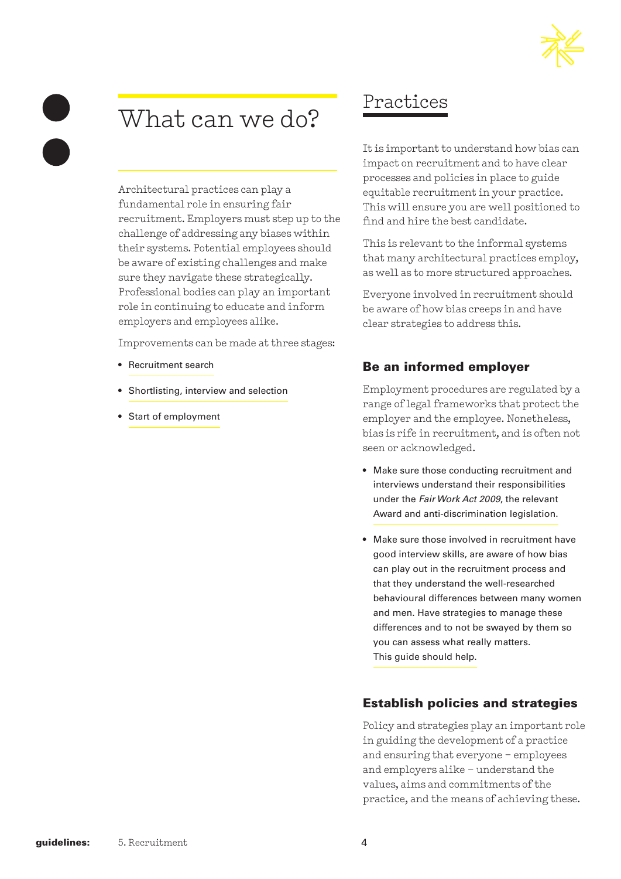# What can we do?

Architectural practices can play a fundamental role in ensuring fair recruitment. Employers must step up to the challenge of addressing any biases within their systems. Potential employees should be aware of existing challenges and make sure they navigate these strategically. Professional bodies can play an important role in continuing to educate and inform employers and employees alike.

Improvements can be made at three stages:

- Recruitment search
- Shortlisting, interview and selection
- Start of employment

## Practices

It is important to understand how bias can impact on recruitment and to have clear processes and policies in place to guide equitable recruitment in your practice. This will ensure you are well positioned to find and hire the best candidate.

This is relevant to the informal systems that many architectural practices employ, as well as to more structured approaches.

Everyone involved in recruitment should be aware of how bias creeps in and have clear strategies to address this.

### Be an informed employer

Employment procedures are regulated by a range of legal frameworks that protect the employer and the employee. Nonetheless, bias is rife in recruitment, and is often not seen or acknowledged.

- Make sure those conducting recruitment and interviews understand their responsibilities under the *Fair Work Act 2009*, the relevant Award and anti-discrimination legislation.
- Make sure those involved in recruitment have good interview skills, are aware of how bias can play out in the recruitment process and that they understand the well-researched behavioural differences between many women and men. Have strategies to manage these differences and to not be swayed by them so you can assess what really matters. This guide should help.

### Establish policies and strategies

Policy and strategies play an important role in guiding the development of a practice and ensuring that everyone – employees and employers alike – understand the values, aims and commitments of the practice, and the means of achieving these.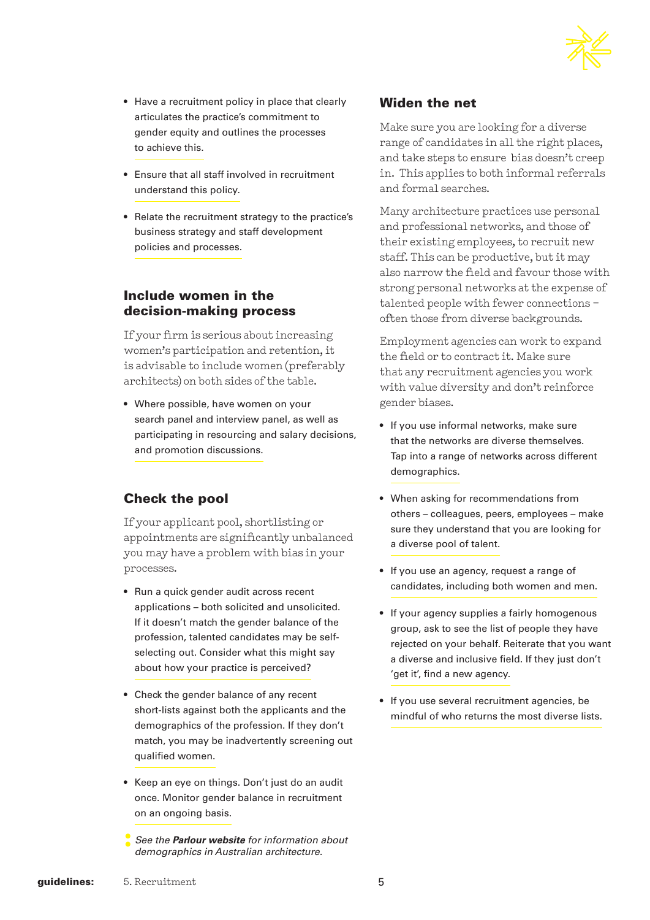- Have a recruitment policy in place that clearly articulates the practice's commitment to gender equity and outlines the processes to achieve this.
- Ensure that all staff involved in recruitment understand this policy.
- Relate the recruitment strategy to the practice's business strategy and staff development policies and processes.

## Include women in the decision-making process

If your firm is serious about increasing women's participation and retention, it is advisable to include women (preferably architects) on both sides of the table.

- Where possible, have women on your search panel and interview panel, as well as participating in resourcing and salary decisions, and promotion discussions.

## Check the pool

If your applicant pool, shortlisting or appointments are significantly unbalanced you may have a problem with bias in your processes.

- Run a quick gender audit across recent applications – both solicited and unsolicited. If it doesn't match the gender balance of the profession, talented candidates may be self-selecting out. Consider what this might say about how your practice is perceived?
- Check the gender balance of any recent short-lists against both the applicants and the demographics of the profession. If they don't match, you may be inadvertently screening out qualified women.
- Keep an eye on things. Don't just do an audit once. Monitor gender balance in recruitment on an ongoing basis.

*See the **Parlour website** for information about demographics in Australian architecture.*

## Widen the net

Make sure you are looking for a diverse range of candidates in all the right places, and take steps to ensure bias doesn't creep in. This applies to both informal referrals and formal searches.

Many architecture practices use personal and professional networks, and those of their existing employees, to recruit new staff. This can be productive, but it may also narrow the field and favour those with strong personal networks at the expense of talented people with fewer connections – often those from diverse backgrounds.

Employment agencies can work to expand the field or to contract it. Make sure that any recruitment agencies you work with value diversity and don't reinforce gender biases.

- If you use informal networks, make sure that the networks are diverse themselves. Tap into a range of networks across different demographics.
- When asking for recommendations from others – colleagues, peers, employees – make sure they understand that you are looking for a diverse pool of talent.
- If you use an agency, request a range of candidates, including both women and men.
- If your agency supplies a fairly homogenous group, ask to see the list of people they have rejected on your behalf. Reiterate that you want a diverse and inclusive field. If they just don't 'get it', find a new agency.
- If you use several recruitment agencies, be mindful of who returns the most diverse lists.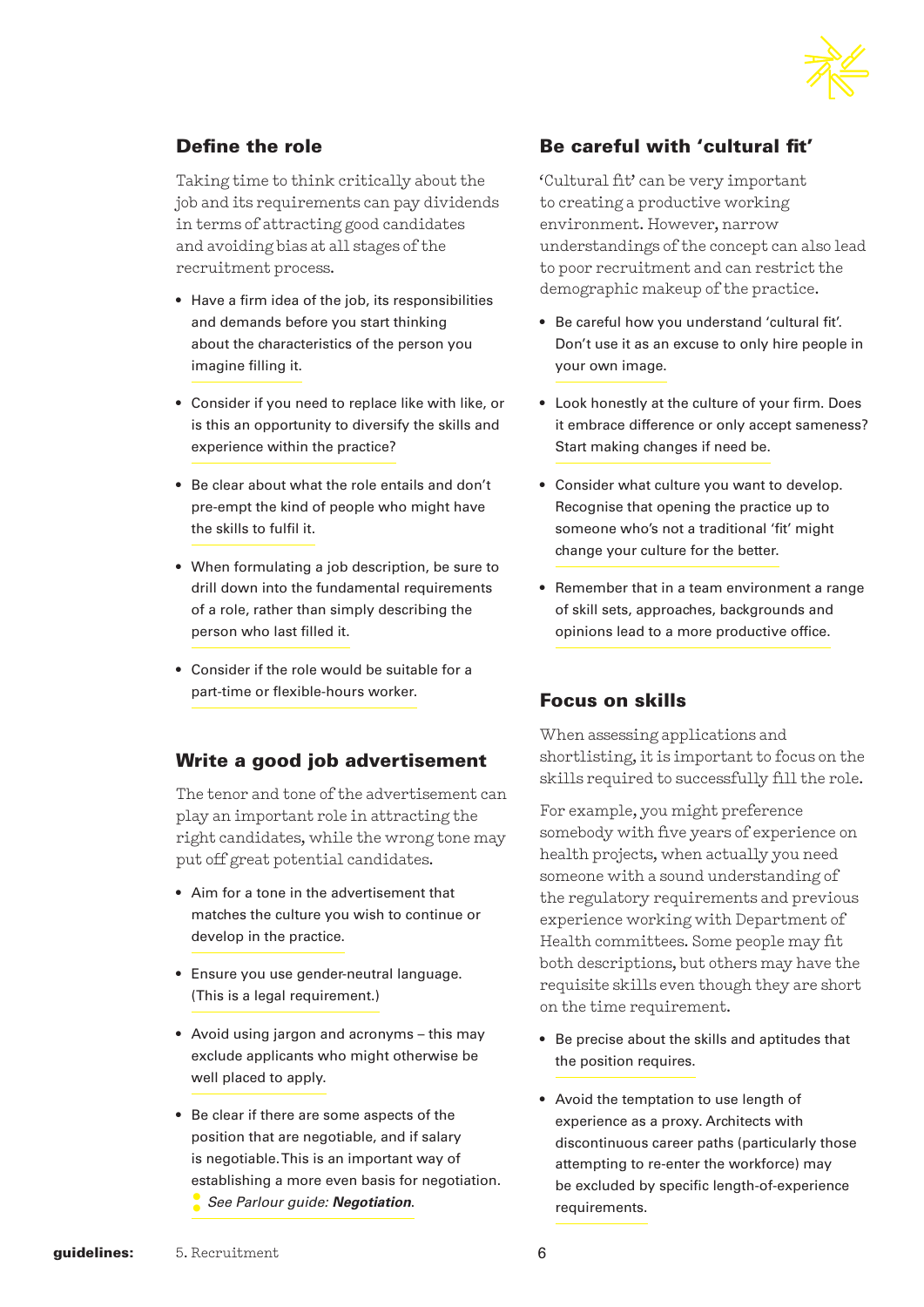## Define the role

Taking time to think critically about the job and its requirements can pay dividends in terms of attracting good candidates and avoiding bias at all stages of the recruitment process.

- Have a firm idea of the job, its responsibilities and demands before you start thinking about the characteristics of the person you imagine filling it.
- Consider if you need to replace like with like, or is this an opportunity to diversify the skills and experience within the practice?
- Be clear about what the role entails and don't pre-empt the kind of people who might have the skills to fulfil it.
- When formulating a job description, be sure to drill down into the fundamental requirements of a role, rather than simply describing the person who last filled it.
- Consider if the role would be suitable for a part-time or flexible-hours worker.

## Write a good job advertisement

The tenor and tone of the advertisement can play an important role in attracting the right candidates, while the wrong tone may put off great potential candidates.

- Aim for a tone in the advertisement that matches the culture you wish to continue or develop in the practice.
- Ensure you use gender-neutral language. (This is a legal requirement.)
- Avoid using jargon and acronyms – this may exclude applicants who might otherwise be well placed to apply.
- Be clear if there are some aspects of the position that are negotiable, and if salary is negotiable. This is an important way of establishing a more even basis for negotiation. *See Parlour guide: **Negotiation**.*

## Be careful with 'cultural fit'

'Cultural fit' can be very important to creating a productive working environment. However, narrow understandings of the concept can also lead to poor recruitment and can restrict the demographic makeup of the practice.

- Be careful how you understand 'cultural fit'. Don't use it as an excuse to only hire people in your own image.
- Look honestly at the culture of your firm. Does it embrace difference or only accept sameness? Start making changes if need be.
- Consider what culture you want to develop. Recognise that opening the practice up to someone who's not a traditional 'fit' might change your culture for the better.
- Remember that in a team environment a range of skill sets, approaches, backgrounds and opinions lead to a more productive office.

## Focus on skills

When assessing applications and shortlisting, it is important to focus on the skills required to successfully fill the role.

For example, you might preference somebody with five years of experience on health projects, when actually you need someone with a sound understanding of the regulatory requirements and previous experience working with Department of Health committees. Some people may fit both descriptions, but others may have the requisite skills even though they are short on the time requirement.

- Be precise about the skills and aptitudes that the position requires.
- Avoid the temptation to use length of experience as a proxy. Architects with discontinuous career paths (particularly those attempting to re-enter the workforce) may be excluded by specific length-of-experience requirements.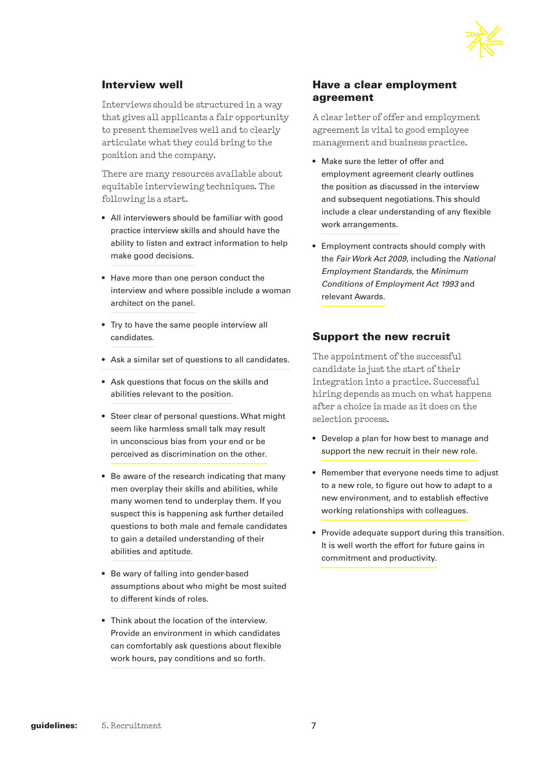## Interview well

Interviews should be structured in a way that gives all applicants a fair opportunity to present themselves well and to clearly articulate what they could bring to the position and the company.

There are many resources available about equitable interviewing techniques. The following is a start.

- All interviewers should be familiar with good practice interview skills and should have the ability to listen and extract information to help make good decisions.
- Have more than one person conduct the interview and where possible include a woman architect on the panel.
- Try to have the same people interview all candidates.
- Ask a similar set of questions to all candidates.
- Ask questions that focus on the skills and abilities relevant to the position.
- Steer clear of personal questions. What might seem like harmless small talk may result in unconscious bias from your end or be perceived as discrimination on the other.
- Be aware of the research indicating that many men overplay their skills and abilities, while many women tend to underplay them. If you suspect this is happening ask further detailed questions to both male and female candidates to gain a detailed understanding of their abilities and aptitude.
- Be wary of falling into gender-based assumptions about who might be most suited to different kinds of roles.
- Think about the location of the interview. Provide an environment in which candidates can comfortably ask questions about flexible work hours, pay conditions and so forth.

## Have a clear employment agreement

A clear letter of offer and employment agreement is vital to good employee management and business practice.

- Make sure the letter of offer and employment agreement clearly outlines the position as discussed in the interview and subsequent negotiations. This should include a clear understanding of any flexible work arrangements.
- Employment contracts should comply with the *Fair Work Act 2009*, including the *National Employment Standards*, the *Minimum Conditions of Employment Act 1993* and relevant Awards.

## Support the new recruit

The appointment of the successful candidate is just the start of their integration into a practice. Successful hiring depends as much on what happens after a choice is made as it does on the selection process.

- Develop a plan for how best to manage and support the new recruit in their new role.
- Remember that everyone needs time to adjust to a new role, to figure out how to adapt to a new environment, and to establish effective working relationships with colleagues.
- Provide adequate support during this transition. It is well worth the effort for future gains in commitment and productivity.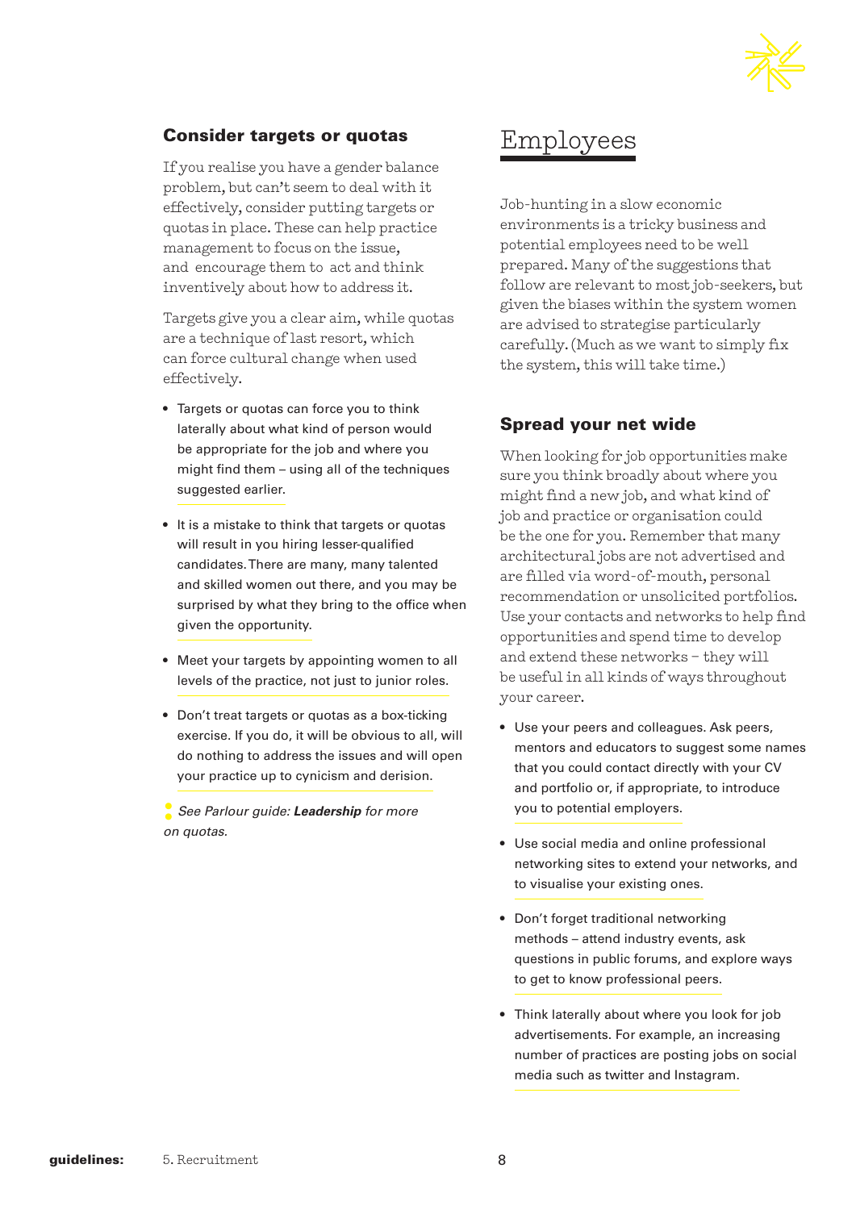### Consider targets or quotas

If you realise you have a gender balance problem, but can't seem to deal with it effectively, consider putting targets or quotas in place. These can help practice management to focus on the issue, and encourage them to act and think inventively about how to address it.

Targets give you a clear aim, while quotas are a technique of last resort, which can force cultural change when used effectively.

- Targets or quotas can force you to think laterally about what kind of person would be appropriate for the job and where you might find them – using all of the techniques suggested earlier.
- It is a mistake to think that targets or quotas will result in you hiring lesser-qualified candidates. There are many, many talented and skilled women out there, and you may be surprised by what they bring to the office when given the opportunity.
- Meet your targets by appointing women to all levels of the practice, not just to junior roles.
- Don't treat targets or quotas as a box-ticking exercise. If you do, it will be obvious to all, will do nothing to address the issues and will open your practice up to cynicism and derision.

*See Parlour guide: **Leadership** for more on quotas.*

## Employees

Job-hunting in a slow economic environments is a tricky business and potential employees need to be well prepared. Many of the suggestions that follow are relevant to most job-seekers, but given the biases within the system women are advised to strategise particularly carefully. (Much as we want to simply fix the system, this will take time.)

### Spread your net wide

When looking for job opportunities make sure you think broadly about where you might find a new job, and what kind of job and practice or organisation could be the one for you. Remember that many architectural jobs are not advertised and are filled via word-of-mouth, personal recommendation or unsolicited portfolios. Use your contacts and networks to help find opportunities and spend time to develop and extend these networks – they will be useful in all kinds of ways throughout your career.

- Use your peers and colleagues. Ask peers, mentors and educators to suggest some names that you could contact directly with your CV and portfolio or, if appropriate, to introduce you to potential employers.
- Use social media and online professional networking sites to extend your networks, and to visualise your existing ones.
- Don't forget traditional networking methods – attend industry events, ask questions in public forums, and explore ways to get to know professional peers.
- Think laterally about where you look for job advertisements. For example, an increasing number of practices are posting jobs on social media such as twitter and Instagram.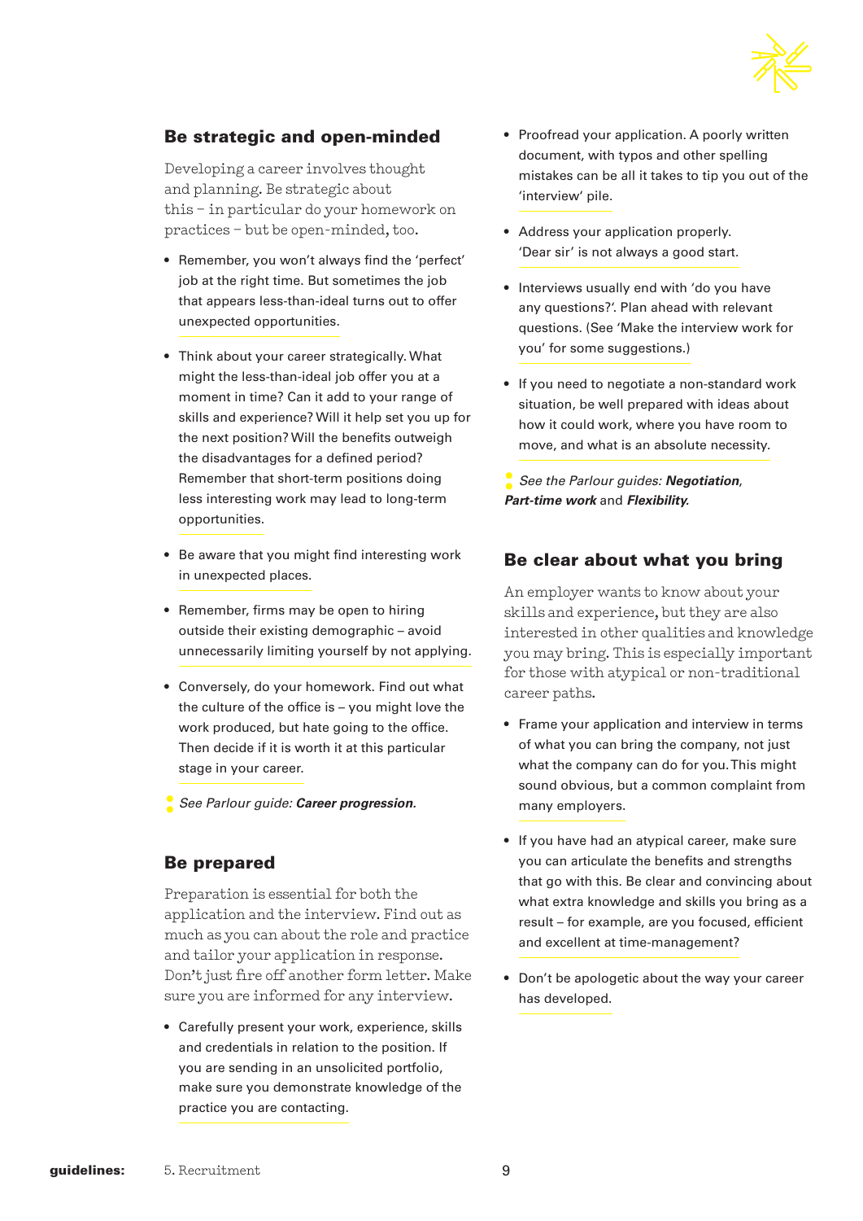## Be strategic and open-minded

Developing a career involves thought and planning. Be strategic about this – in particular do your homework on practices – but be open-minded, too.

- Remember, you won't always find the 'perfect' job at the right time. But sometimes the job that appears less-than-ideal turns out to offer unexpected opportunities.
- Think about your career strategically. What might the less-than-ideal job offer you at a moment in time? Can it add to your range of skills and experience? Will it help set you up for the next position? Will the benefits outweigh the disadvantages for a defined period? Remember that short-term positions doing less interesting work may lead to long-term opportunities.
- Be aware that you might find interesting work in unexpected places.
- Remember, firms may be open to hiring outside their existing demographic – avoid unnecessarily limiting yourself by not applying.
- Conversely, do your homework. Find out what the culture of the office is – you might love the work produced, but hate going to the office. Then decide if it is worth it at this particular stage in your career.

*See Parlour guide:* ***Career progression.***

## Be prepared

Preparation is essential for both the application and the interview. Find out as much as you can about the role and practice and tailor your application in response. Don't just fire off another form letter. Make sure you are informed for any interview.

- Carefully present your work, experience, skills and credentials in relation to the position. If you are sending in an unsolicited portfolio, make sure you demonstrate knowledge of the practice you are contacting.
- Proofread your application. A poorly written document, with typos and other spelling mistakes can be all it takes to tip you out of the 'interview' pile.
- Address your application properly. 'Dear sir' is not always a good start.
- Interviews usually end with 'do you have any questions?'. Plan ahead with relevant questions. (See 'Make the interview work for you' for some suggestions.)
- If you need to negotiate a non-standard work situation, be well prepared with ideas about how it could work, where you have room to move, and what is an absolute necessity.

*See the Parlour guides:* ***Negotiation***, ***Part-time work*** and ***Flexibility.***

## Be clear about what you bring

An employer wants to know about your skills and experience, but they are also interested in other qualities and knowledge you may bring. This is especially important for those with atypical or non-traditional career paths.

- Frame your application and interview in terms of what you can bring the company, not just what the company can do for you. This might sound obvious, but a common complaint from many employers.
- If you have had an atypical career, make sure you can articulate the benefits and strengths that go with this. Be clear and convincing about what extra knowledge and skills you bring as a result – for example, are you focused, efficient and excellent at time-management?
- Don't be apologetic about the way your career has developed.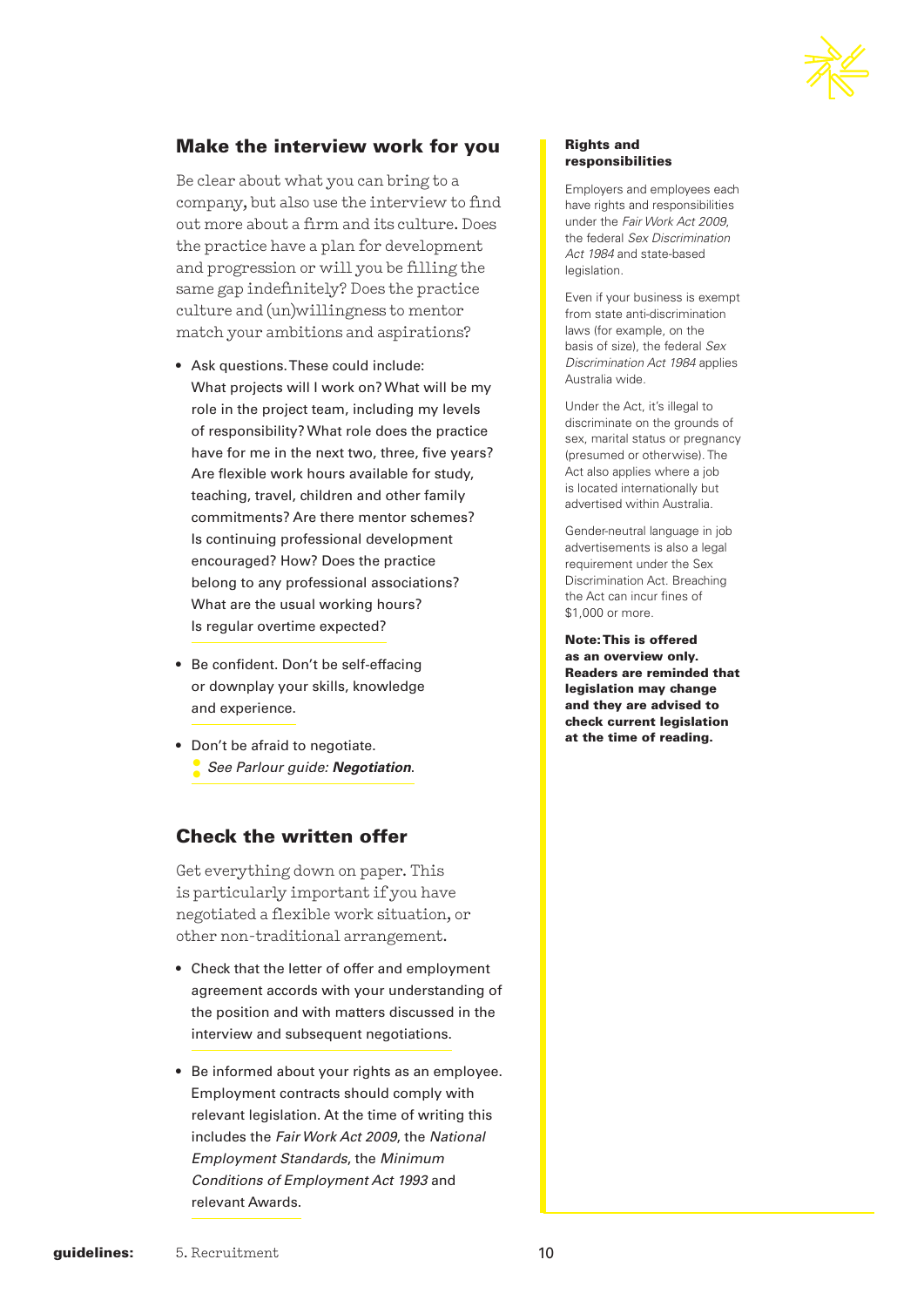## Make the interview work for you

Be clear about what you can bring to a company, but also use the interview to find out more about a firm and its culture. Does the practice have a plan for development and progression or will you be filling the same gap indefinitely? Does the practice culture and (un)willingness to mentor match your ambitions and aspirations?

- Ask questions. These could include: What projects will I work on? What will be my role in the project team, including my levels of responsibility? What role does the practice have for me in the next two, three, five years? Are flexible work hours available for study, teaching, travel, children and other family commitments? Are there mentor schemes? Is continuing professional development encouraged? How? Does the practice belong to any professional associations? What are the usual working hours? Is regular overtime expected?
- Be confident. Don't be self-effacing or downplay your skills, knowledge and experience.
- Don't be afraid to negotiate.
  *See Parlour guide: **Negotiation**.*

## Check the written offer

Get everything down on paper. This is particularly important if you have negotiated a flexible work situation, or other non-traditional arrangement.

- Check that the letter of offer and employment agreement accords with your understanding of the position and with matters discussed in the interview and subsequent negotiations.
- Be informed about your rights as an employee. Employment contracts should comply with relevant legislation. At the time of writing this includes the *Fair Work Act 2009*, the *National Employment Standards*, the *Minimum Conditions of Employment Act 1993* and relevant Awards.

### Rights and responsibilities

Employers and employees each have rights and responsibilities under the *Fair Work Act 2009*, the federal *Sex Discrimination Act 1984* and state-based legislation.

Even if your business is exempt from state anti-discrimination laws (for example, on the basis of size), the federal *Sex Discrimination Act 1984* applies Australia wide.

Under the Act, it's illegal to discriminate on the grounds of sex, marital status or pregnancy (presumed or otherwise). The Act also applies where a job is located internationally but advertised within Australia.

Gender-neutral language in job advertisements is also a legal requirement under the Sex Discrimination Act. Breaching the Act can incur fines of $1,000 or more.

**Note: This is offered as an overview only. Readers are reminded that legislation may change and they are advised to check current legislation at the time of reading.**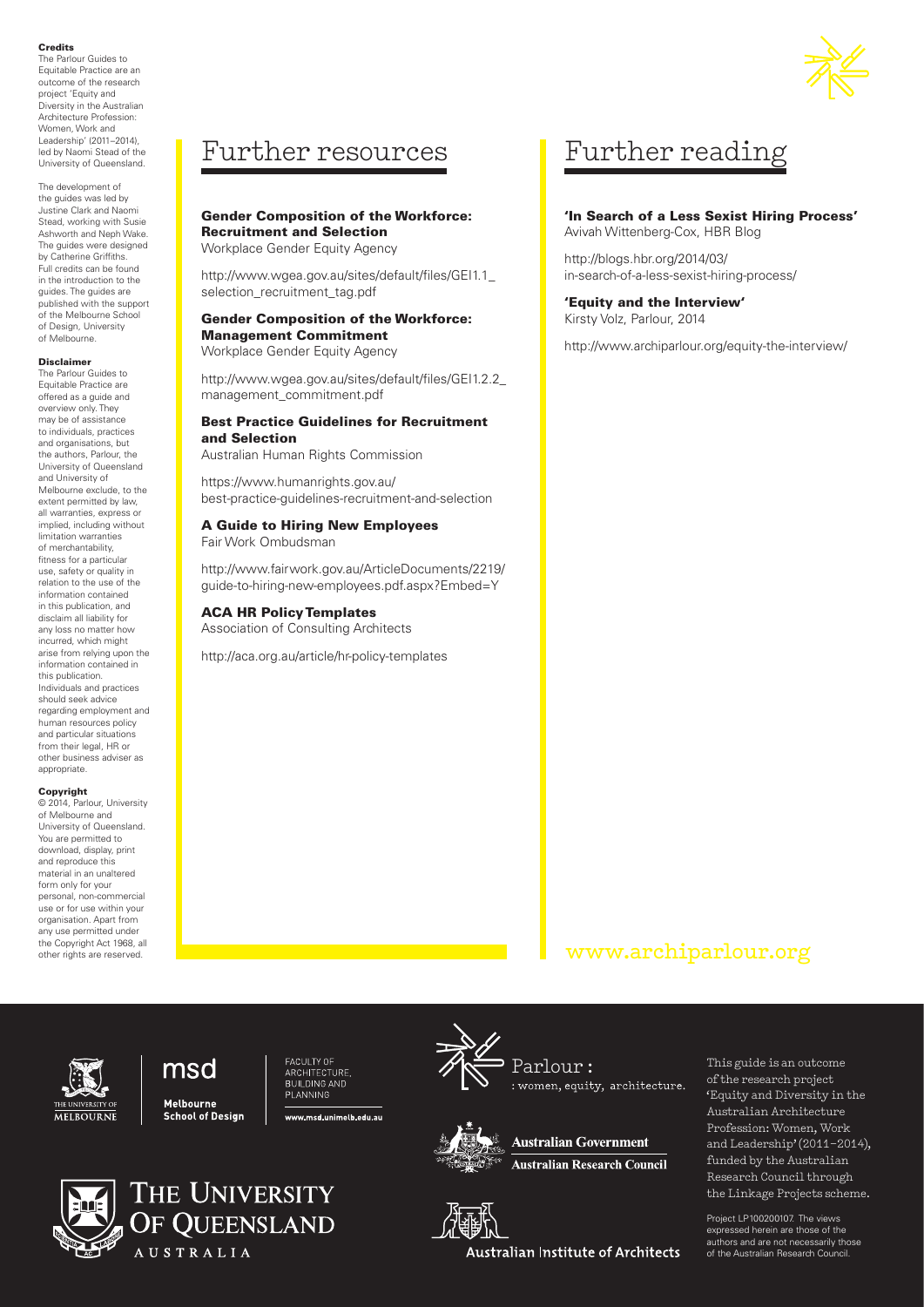#### Credits

The Parlour Guides to Equitable Practice are an outcome of the research project 'Equity and Diversity in the Australian Architecture Profession: Women, Work and Leadership' (2011–2014), led by Naomi Stead of the University of Queensland.

The development of the guides was led by Justine Clark and Naomi Stead, working with Susie Ashworth and Neph Wake. The guides were designed by Catherine Griffiths. Full credits can be found in the introduction to the guides. The guides are published with the support of the Melbourne School of Design, University of Melbourne.

#### Disclaimer

The Parlour Guides to Equitable Practice are offered as a guide and overview only. They may be of assistance to individuals, practices and organisations, but the authors, Parlour, the University of Queensland and University of Melbourne exclude, to the extent permitted by law, all warranties, express or implied, including without limitation warranties of merchantability, fitness for a particular use, safety or quality in relation to the use of the information contained in this publication, and disclaim all liability for any loss no matter how incurred, which might arise from relying upon the information contained in this publication. Individuals and practices should seek advice regarding employment and human resources policy and particular situations from their legal, HR or other business adviser as appropriate.

#### Copyright

© 2014, Parlour, University of Melbourne and University of Queensland. You are permitted to download, display, print and reproduce this material in an unaltered form only for your personal, non-commercial use or for use within your organisation. Apart from any use permitted under the Copyright Act 1968, all other rights are reserved.

# Further resources

### Gender Composition of the Workforce: Recruitment and Selection

Workplace Gender Equity Agency

http://www.wgea.gov.au/sites/default/files/GEI1.1_selection_recruitment_tag.pdf

### Gender Composition of the Workforce: Management Commitment

Workplace Gender Equity Agency

http://www.wgea.gov.au/sites/default/files/GEI1.2.2_management_commitment.pdf

### Best Practice Guidelines for Recruitment and Selection

Australian Human Rights Commission

https://www.humanrights.gov.au/best-practice-guidelines-recruitment-and-selection

### A Guide to Hiring New Employees

Fair Work Ombudsman

http://www.fairwork.gov.au/ArticleDocuments/2219/guide-to-hiring-new-employees.pdf.aspx?Embed=Y

### ACA HR Policy Templates

Association of Consulting Architects

http://aca.org.au/article/hr-policy-templates

# Further reading

### 'In Search of a Less Sexist Hiring Process'

Avivah Wittenberg-Cox, HBR Blog

http://blogs.hbr.org/2014/03/in-search-of-a-less-sexist-hiring-process/

### 'Equity and the Interview'

Kirsty Volz, Parlour, 2014

http://www.archiparlour.org/equity-the-interview/

www.archiparlour.org

The University of Melbourne

msd Melbourne School of Design

Faculty of Architecture, Building and Planning

www.msd.unimelb.edu.au

The University of Queensland Australia

Parlour: : women, equity, architecture.

Australian Government
Australian Research Council

Australian Institute of Architects

This guide is an outcome of the research project 'Equity and Diversity in the Australian Architecture Profession: Women, Work and Leadership' (2011–2014), funded by the Australian Research Council through the Linkage Projects scheme.

Project LP100200107. The views expressed herein are those of the authors and are not necessarily those of the Australian Research Council.